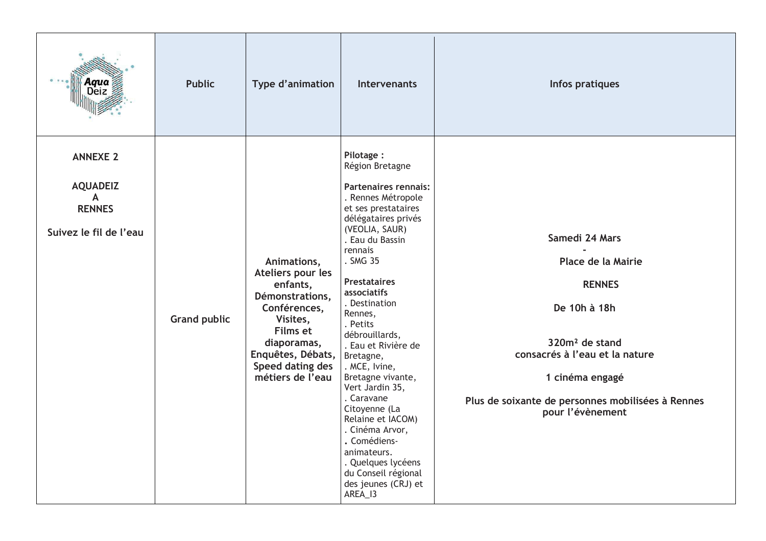| Aqua Deiz | Public | Type d'animation | Intervenants | Infos pratiques |
|---|---|---|---|---|
| **ANNEXE 2**<br><br>**AQUADEIZ A RENNES**<br><br>**Suivez le fil de l'eau** | **Grand public** | **Animations, Ateliers pour les enfants, Démonstrations, Conférences, Visites, Films et diaporamas, Enquêtes, Débats, Speed dating des métiers de l'eau** | **Pilotage :**<br>Région Bretagne<br><br>**Partenaires rennais:**<br>. Rennes Métropole et ses prestataires délégataires privés (VEOLIA, SAUR)<br>. Eau du Bassin rennais<br>. SMG 35<br><br>**Prestataires associatifs**<br>. Destination Rennes,<br>. Petits débrouillards,<br>. Eau et Rivière de Bretagne,<br>. MCE, Ivine, Bretagne vivante, Vert Jardin 35,<br>. Caravane Citoyenne (La Relaine et IACOM)<br>. Cinéma Arvor,<br>. Comédiens-animateurs.<br>. Quelques lycéens du Conseil régional des jeunes (CRJ) et AREA_I3 | **Samedi 24 Mars**<br>**-**<br>**Place de la Mairie**<br><br>**RENNES**<br><br>**De 10h à 18h**<br><br>**320m² de stand consacrés à l'eau et la nature**<br><br>**1 cinéma engagé**<br><br>**Plus de soixante de personnes mobilisées à Rennes pour l'évènement** |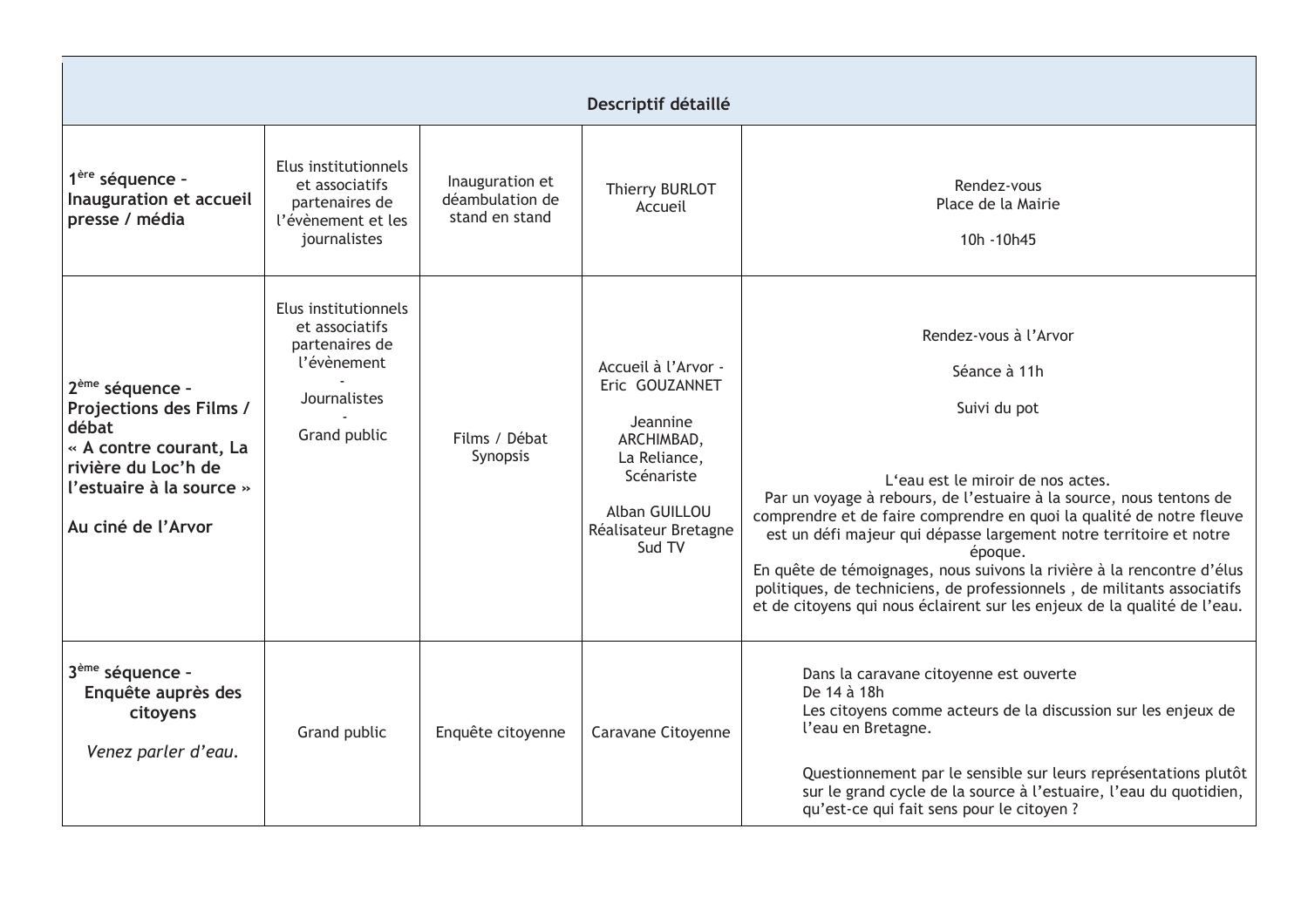| Descriptif détaillé | | | | |
|---|---|---|---|---|
| **1ère séquence – Inauguration et accueil presse / média** | Elus institutionnels et associatifs partenaires de l'évènement et les journalistes | Inauguration et déambulation de stand en stand | Thierry BURLOT Accueil | Rendez-vous Place de la Mairie<br><br>10h -10h45 |
| **2ème séquence – Projections des Films / débat « A contre courant, La rivière du Loc'h de l'estuaire à la source »**<br><br>**Au ciné de l'Arvor** | Elus institutionnels et associatifs partenaires de l'évènement<br>-<br>Journalistes<br>-<br>Grand public | Films / Débat Synopsis | Accueil à l'Arvor - Eric GOUZANNET<br><br>Jeannine ARCHIMBAD, La Reliance, Scénariste<br><br>Alban GUILLOU Réalisateur Bretagne Sud TV | Rendez-vous à l'Arvor<br><br>Séance à 11h<br><br>Suivi du pot<br><br>L'eau est le miroir de nos actes.<br>Par un voyage à rebours, de l'estuaire à la source, nous tentons de comprendre et de faire comprendre en quoi la qualité de notre fleuve est un défi majeur qui dépasse largement notre territoire et notre époque.<br>En quête de témoignages, nous suivons la rivière à la rencontre d'élus politiques, de techniciens, de professionnels , de militants associatifs et de citoyens qui nous éclairent sur les enjeux de la qualité de l'eau. |
| **3ème séquence – Enquête auprès des citoyens**<br><br>*Venez parler d'eau.* | Grand public | Enquête citoyenne | Caravane Citoyenne | Dans la caravane citoyenne est ouverte<br>De 14 à 18h<br>Les citoyens comme acteurs de la discussion sur les enjeux de l'eau en Bretagne.<br><br>Questionnement par le sensible sur leurs représentations plutôt sur le grand cycle de la source à l'estuaire, l'eau du quotidien, qu'est-ce qui fait sens pour le citoyen ? |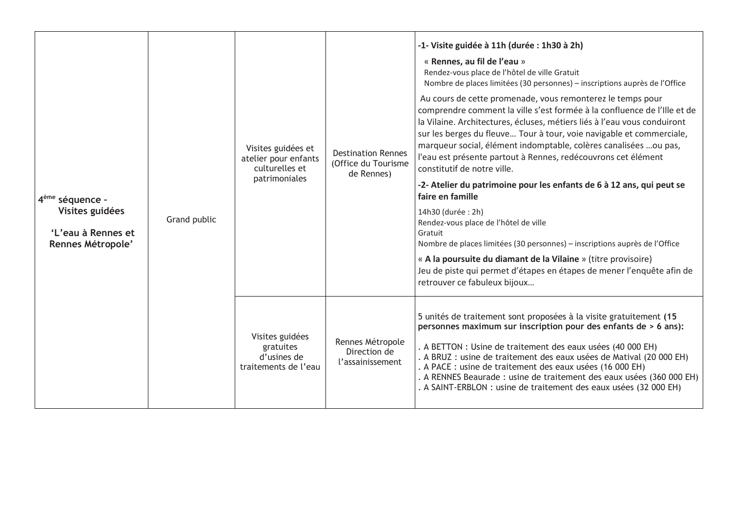| | | | | |
|---|---|---|---|---|
| 4[ème] séquence – Visites guidées **'L'eau à Rennes et Rennes Métropole'** | Grand public | Visites guidées et atelier pour enfants culturelles et patrimoniales | Destination Rennes (Office du Tourisme de Rennes) | **-1- Visite guidée à 11h (durée : 1h30 à 2h)**<br>« **Rennes, au fil de l'eau** »<br>Rendez-vous place de l'hôtel de ville Gratuit<br>Nombre de places limitées (30 personnes) – inscriptions auprès de l'Office<br>Au cours de cette promenade, vous remonterez le temps pour comprendre comment la ville s'est formée à la confluence de l'Ille et de la Vilaine. Architectures, écluses, métiers liés à l'eau vous conduiront sur les berges du fleuve… Tour à tour, voie navigable et commerciale, marqueur social, élément indomptable, colères canalisées …ou pas, l'eau est présente partout à Rennes, redécouvrons cet élément constitutif de notre ville.<br>**-2- Atelier du patrimoine pour les enfants de 6 à 12 ans, qui peut se faire en famille**<br>14h30 (durée : 2h)<br>Rendez-vous place de l'hôtel de ville<br>Gratuit<br>Nombre de places limitées (30 personnes) – inscriptions auprès de l'Office<br>« **A la poursuite du diamant de la Vilaine** » (titre provisoire)<br>Jeu de piste qui permet d'étapes en étapes de mener l'enquête afin de retrouver ce fabuleux bijoux… |
| | | Visites guidées gratuites d'usines de traitements de l'eau | Rennes Métropole Direction de l'assainissement | 5 unités de traitement sont proposées à la visite gratuitement **(15 personnes maximum sur inscription pour des enfants de > 6 ans):**<br>. A BETTON : Usine de traitement des eaux usées (40 000 EH)<br>. A BRUZ : usine de traitement des eaux usées de Matival (20 000 EH)<br>. A PACE : usine de traitement des eaux usées (16 000 EH)<br>. A RENNES Beaurade : usine de traitement des eaux usées (360 000 EH)<br>. A SAINT-ERBLON : usine de traitement des eaux usées (32 000 EH) |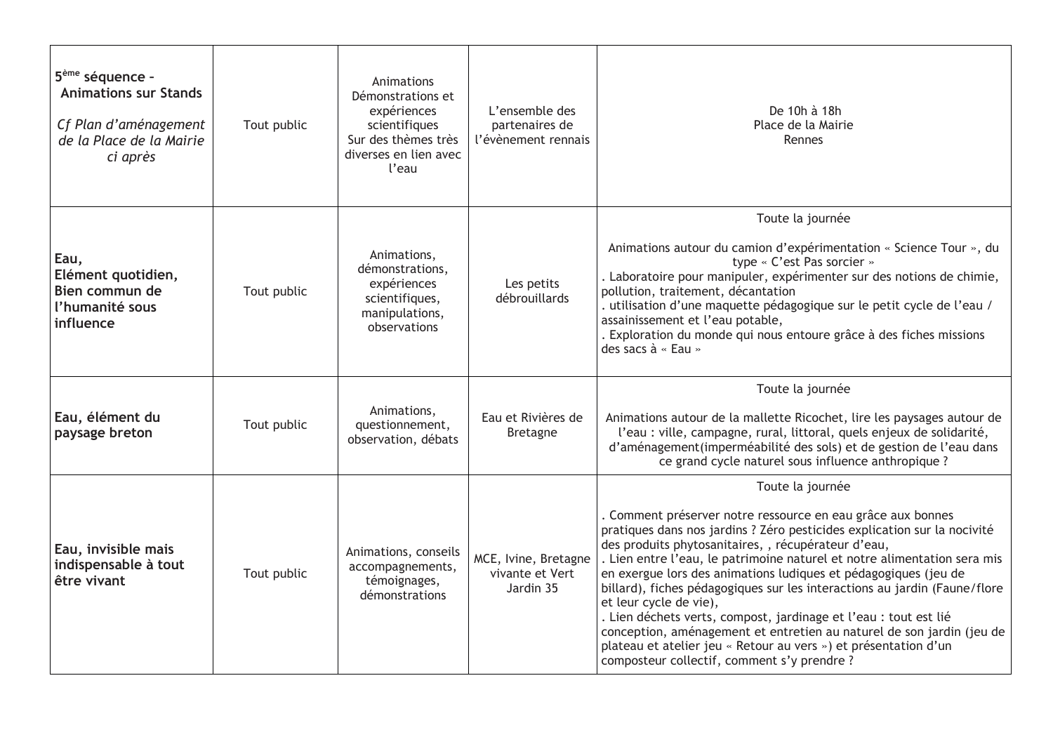| | | | | |
|---|---|---|---|---|
| **5ème séquence – Animations sur Stands**<br><br>*Cf Plan d'aménagement de la Place de la Mairie ci après* | Tout public | Animations Démonstrations et expériences scientifiques Sur des thèmes très diverses en lien avec l'eau | L'ensemble des partenaires de l'évènement rennais | De 10h à 18h<br>Place de la Mairie<br>Rennes |
| **Eau, Elément quotidien, Bien commun de l'humanité sous influence** | Tout public | Animations, démonstrations, expériences scientifiques, manipulations, observations | Les petits débrouillards | Toute la journée<br><br>Animations autour du camion d'expérimentation « Science Tour », du type « C'est Pas sorcier »<br>. Laboratoire pour manipuler, expérimenter sur des notions de chimie, pollution, traitement, décantation<br>. utilisation d'une maquette pédagogique sur le petit cycle de l'eau / assainissement et l'eau potable,<br>. Exploration du monde qui nous entoure grâce à des fiches missions des sacs à « Eau » |
| **Eau, élément du paysage breton** | Tout public | Animations, questionnement, observation, débats | Eau et Rivières de Bretagne | Toute la journée<br><br>Animations autour de la mallette Ricochet, lire les paysages autour de l'eau : ville, campagne, rural, littoral, quels enjeux de solidarité, d'aménagement(imperméabilité des sols) et de gestion de l'eau dans ce grand cycle naturel sous influence anthropique ? |
| **Eau, invisible mais indispensable à tout être vivant** | Tout public | Animations, conseils accompagnements, témoignages, démonstrations | MCE, Ivine, Bretagne vivante et Vert Jardin 35 | Toute la journée<br><br>. Comment préserver notre ressource en eau grâce aux bonnes pratiques dans nos jardins ? Zéro pesticides explication sur la nocivité des produits phytosanitaires, , récupérateur d'eau,<br>. Lien entre l'eau, le patrimoine naturel et notre alimentation sera mis en exergue lors des animations ludiques et pédagogiques (jeu de billard), fiches pédagogiques sur les interactions au jardin (Faune/flore et leur cycle de vie),<br>. Lien déchets verts, compost, jardinage et l'eau : tout est lié conception, aménagement et entretien au naturel de son jardin (jeu de plateau et atelier jeu « Retour au vers ») et présentation d'un composteur collectif, comment s'y prendre ? |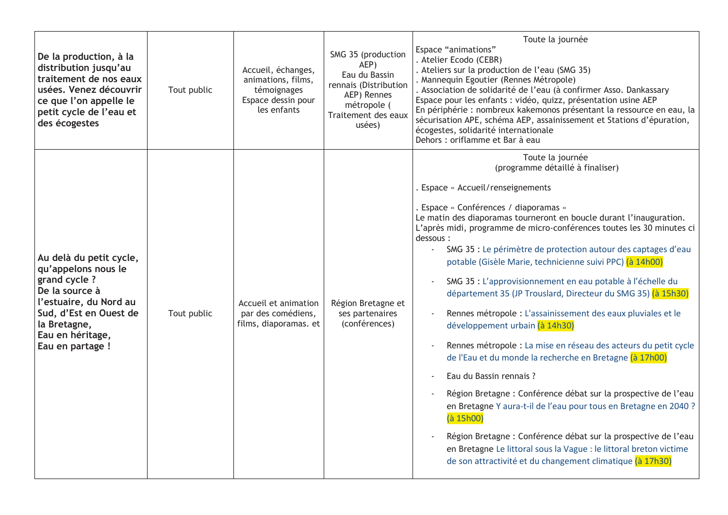| | | | | |
|---|---|---|---|---|
| **De la production, à la distribution jusqu'au traitement de nos eaux usées. Venez découvrir ce que l'on appelle le petit cycle de l'eau et des écogestes** | Tout public | Accueil, échanges, animations, films, témoignages<br>Espace dessin pour les enfants | SMG 35 (production AEP)<br>Eau du Bassin rennais (Distribution AEP) Rennes métropole ( Traitement des eaux usées) | Toute la journée<br>Espace "animations"<br>. Atelier Ecodo (CEBR)<br>. Ateliers sur la production de l'eau (SMG 35)<br>. Mannequin Egoutier (Rennes Métropole)<br>. Association de solidarité de l'eau (à confirmer Asso. Dankassary<br>Espace pour les enfants : vidéo, quizz, présentation usine AEP<br>En périphérie : nombreux kakemonos présentant la ressource en eau, la sécurisation APE, schéma AEP, assainissement et Stations d'épuration, écogestes, solidarité internationale<br>Dehors : oriflamme et Bar à eau |
| **Au delà du petit cycle, qu'appelons nous le grand cycle ?<br>De la source à l'estuaire, du Nord au Sud, d'Est en Ouest de la Bretagne,<br>Eau en héritage,<br>Eau en partage !** | Tout public | Accueil et animation par des comédiens, films, diaporamas. et | Région Bretagne et ses partenaires (conférences) | Toute la journée<br>(programme détaillé à finaliser)<br><br>. Espace « Accueil/renseignements<br><br>. Espace « Conférences / diaporamas »<br>Le matin des diaporamas tourneront en boucle durant l'inauguration.<br>L'après midi, programme de micro-conférences toutes les 30 minutes ci dessous :<br>- SMG 35 : Le périmètre de protection autour des captages d'eau potable (Gisèle Marie, technicienne suivi PPC) (à 14h00)<br>- SMG 35 : L'approvisionnement en eau potable à l'échelle du département 35 (JP Trousland, Directeur du SMG 35) (à 15h30)<br>- Rennes métropole : L'assainissement des eaux pluviales et le développement urbain (à 14h30)<br>- Rennes métropole : La mise en réseau des acteurs du petit cycle de l'Eau et du monde la recherche en Bretagne (à 17h00)<br>- Eau du Bassin rennais ?<br>- Région Bretagne : Conférence débat sur la prospective de l'eau en Bretagne Y aura-t-il de l'eau pour tous en Bretagne en 2040 ? (à 15h00)<br>- Région Bretagne : Conférence débat sur la prospective de l'eau en Bretagne Le littoral sous la Vague : le littoral breton victime de son attractivité et du changement climatique (à 17h30) |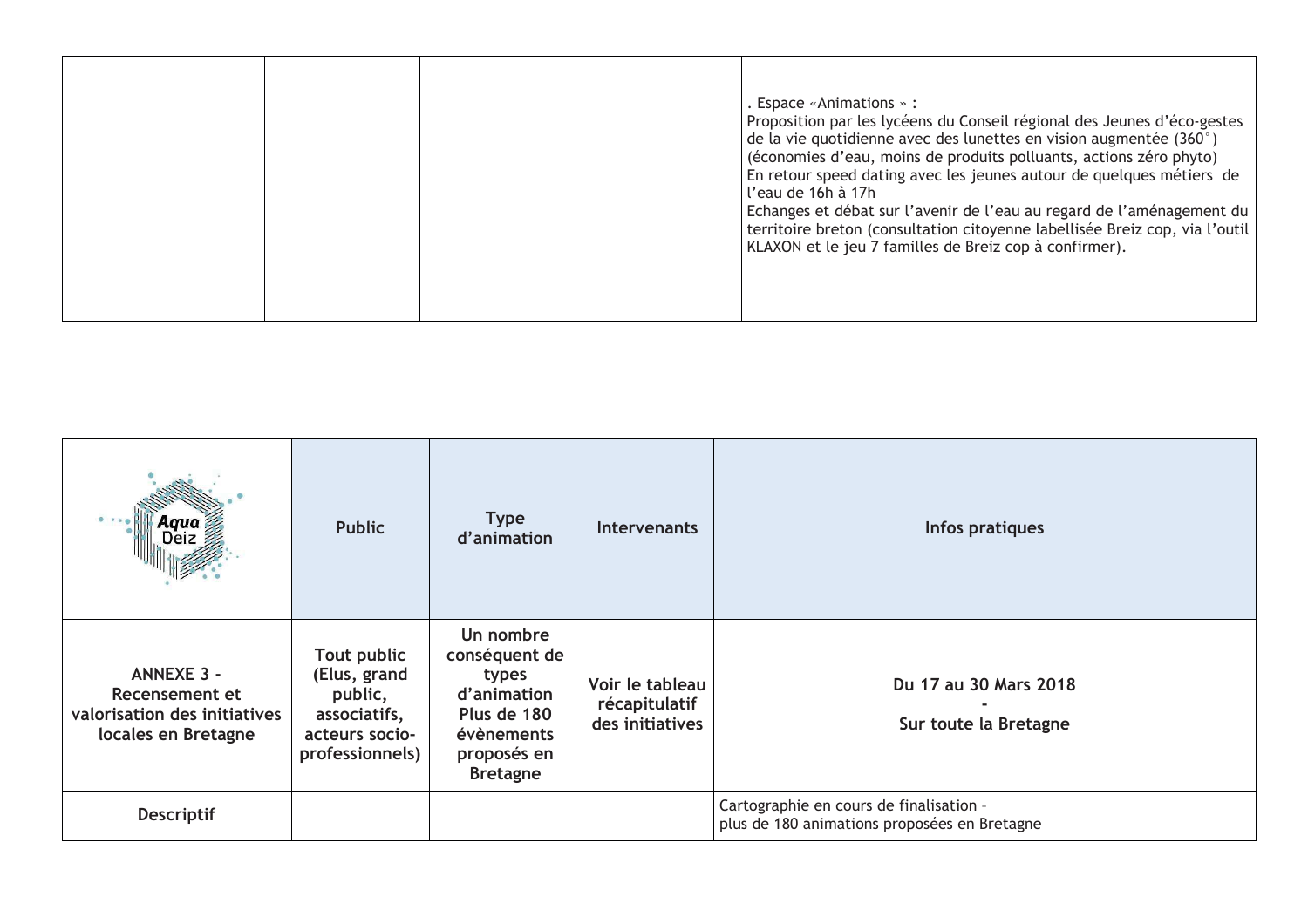| | | | | |
|---|---|---|---|---|
| | | | | . Espace «Animations » :<br>Proposition par les lycéens du Conseil régional des Jeunes d'éco-gestes de la vie quotidienne avec des lunettes en vision augmentée (360°) (économies d'eau, moins de produits polluants, actions zéro phyto)<br>En retour speed dating avec les jeunes autour de quelques métiers de l'eau de 16h à 17h<br>Echanges et débat sur l'avenir de l'eau au regard de l'aménagement du territoire breton (consultation citoyenne labellisée Breiz cop, via l'outil KLAXON et le jeu 7 familles de Breiz cop à confirmer). |

| Aqua Deiz | **Public** | **Type d'animation** | **Intervenants** | **Infos pratiques** |
|---|---|---|---|---|
| **ANNEXE 3 - Recensement et valorisation des initiatives locales en Bretagne** | **Tout public (Elus, grand public, associatifs, acteurs socio-professionnels)** | **Un nombre conséquent de types d'animation Plus de 180 évènements proposés en Bretagne** | **Voir le tableau récapitulatif des initiatives** | **Du 17 au 30 Mars 2018<br>-<br>Sur toute la Bretagne** |
| **Descriptif** | | | | Cartographie en cours de finalisation -<br>plus de 180 animations proposées en Bretagne |